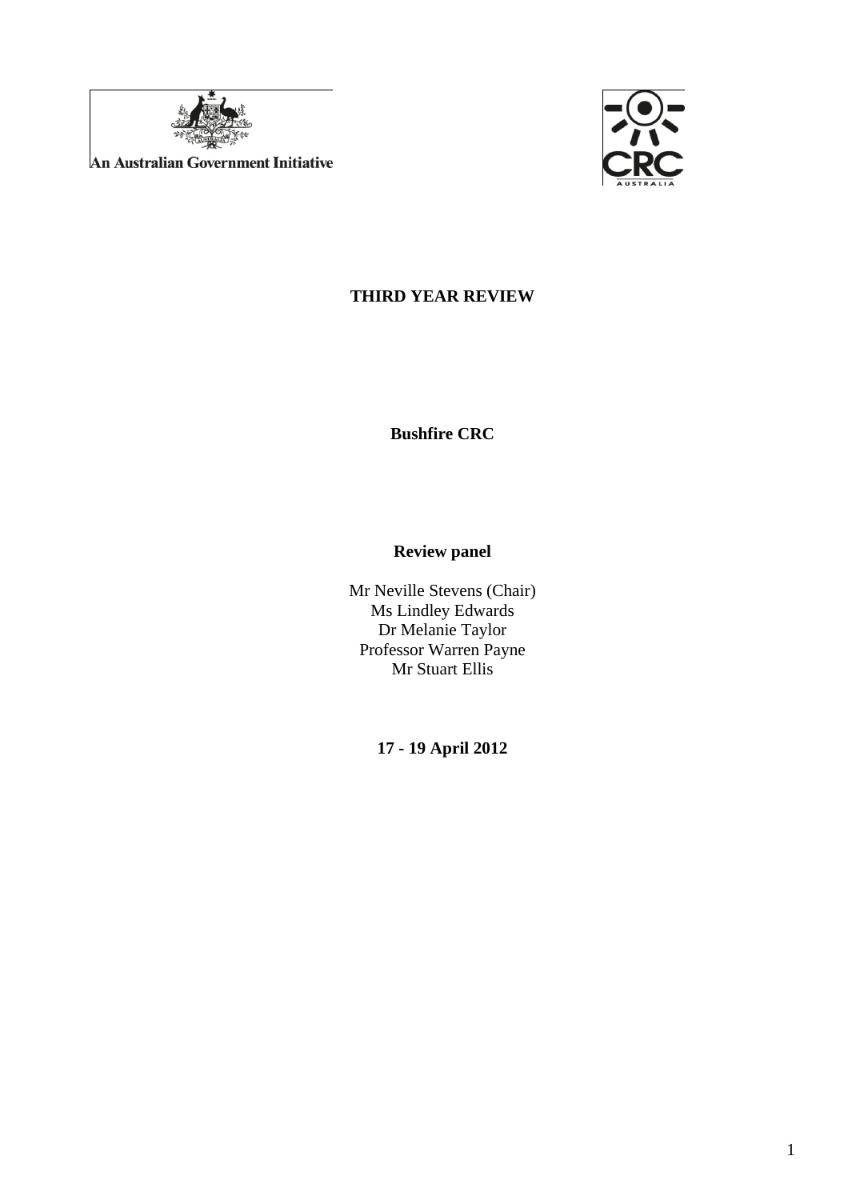An Australian Government Initiative

# THIRD YEAR REVIEW

## Bushfire CRC

### Review panel

Mr Neville Stevens (Chair)
Ms Lindley Edwards
Dr Melanie Taylor
Professor Warren Payne
Mr Stuart Ellis

**17 - 19 April 2012**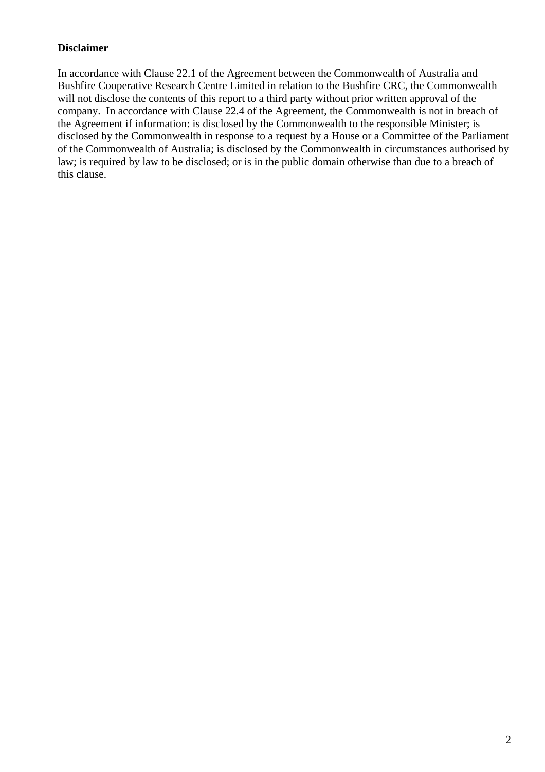**Disclaimer**

In accordance with Clause 22.1 of the Agreement between the Commonwealth of Australia and Bushfire Cooperative Research Centre Limited in relation to the Bushfire CRC, the Commonwealth will not disclose the contents of this report to a third party without prior written approval of the company. In accordance with Clause 22.4 of the Agreement, the Commonwealth is not in breach of the Agreement if information: is disclosed by the Commonwealth to the responsible Minister; is disclosed by the Commonwealth in response to a request by a House or a Committee of the Parliament of the Commonwealth of Australia; is disclosed by the Commonwealth in circumstances authorised by law; is required by law to be disclosed; or is in the public domain otherwise than due to a breach of this clause.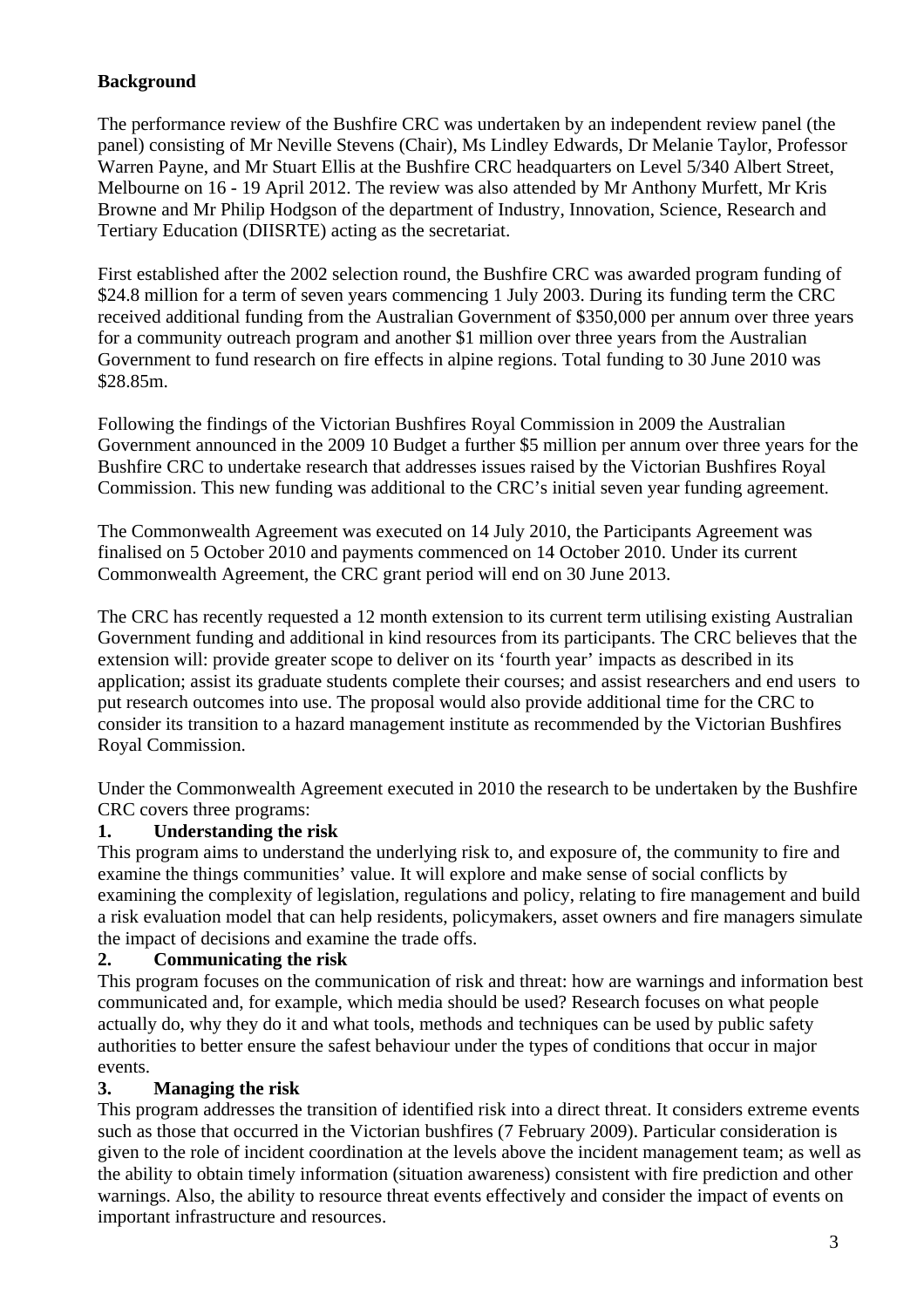**Background**

The performance review of the Bushfire CRC was undertaken by an independent review panel (the panel) consisting of Mr Neville Stevens (Chair), Ms Lindley Edwards, Dr Melanie Taylor, Professor Warren Payne, and Mr Stuart Ellis at the Bushfire CRC headquarters on Level 5/340 Albert Street, Melbourne on 16 - 19 April 2012. The review was also attended by Mr Anthony Murfett, Mr Kris Browne and Mr Philip Hodgson of the department of Industry, Innovation, Science, Research and Tertiary Education (DIISRTE) acting as the secretariat.

First established after the 2002 selection round, the Bushfire CRC was awarded program funding of $24.8 million for a term of seven years commencing 1 July 2003. During its funding term the CRC received additional funding from the Australian Government of $350,000 per annum over three years for a community outreach program and another $1 million over three years from the Australian Government to fund research on fire effects in alpine regions. Total funding to 30 June 2010 was $28.85m.

Following the findings of the Victorian Bushfires Royal Commission in 2009 the Australian Government announced in the 2009 10 Budget a further $5 million per annum over three years for the Bushfire CRC to undertake research that addresses issues raised by the Victorian Bushfires Royal Commission. This new funding was additional to the CRC's initial seven year funding agreement.

The Commonwealth Agreement was executed on 14 July 2010, the Participants Agreement was finalised on 5 October 2010 and payments commenced on 14 October 2010. Under its current Commonwealth Agreement, the CRC grant period will end on 30 June 2013.

The CRC has recently requested a 12 month extension to its current term utilising existing Australian Government funding and additional in kind resources from its participants. The CRC believes that the extension will: provide greater scope to deliver on its 'fourth year' impacts as described in its application; assist its graduate students complete their courses; and assist researchers and end users to put research outcomes into use. The proposal would also provide additional time for the CRC to consider its transition to a hazard management institute as recommended by the Victorian Bushfires Royal Commission.

Under the Commonwealth Agreement executed in 2010 the research to be undertaken by the Bushfire CRC covers three programs:

**1. Understanding the risk**

This program aims to understand the underlying risk to, and exposure of, the community to fire and examine the things communities' value. It will explore and make sense of social conflicts by examining the complexity of legislation, regulations and policy, relating to fire management and build a risk evaluation model that can help residents, policymakers, asset owners and fire managers simulate the impact of decisions and examine the trade offs.

**2. Communicating the risk**

This program focuses on the communication of risk and threat: how are warnings and information best communicated and, for example, which media should be used? Research focuses on what people actually do, why they do it and what tools, methods and techniques can be used by public safety authorities to better ensure the safest behaviour under the types of conditions that occur in major events.

**3. Managing the risk**

This program addresses the transition of identified risk into a direct threat. It considers extreme events such as those that occurred in the Victorian bushfires (7 February 2009). Particular consideration is given to the role of incident coordination at the levels above the incident management team; as well as the ability to obtain timely information (situation awareness) consistent with fire prediction and other warnings. Also, the ability to resource threat events effectively and consider the impact of events on important infrastructure and resources.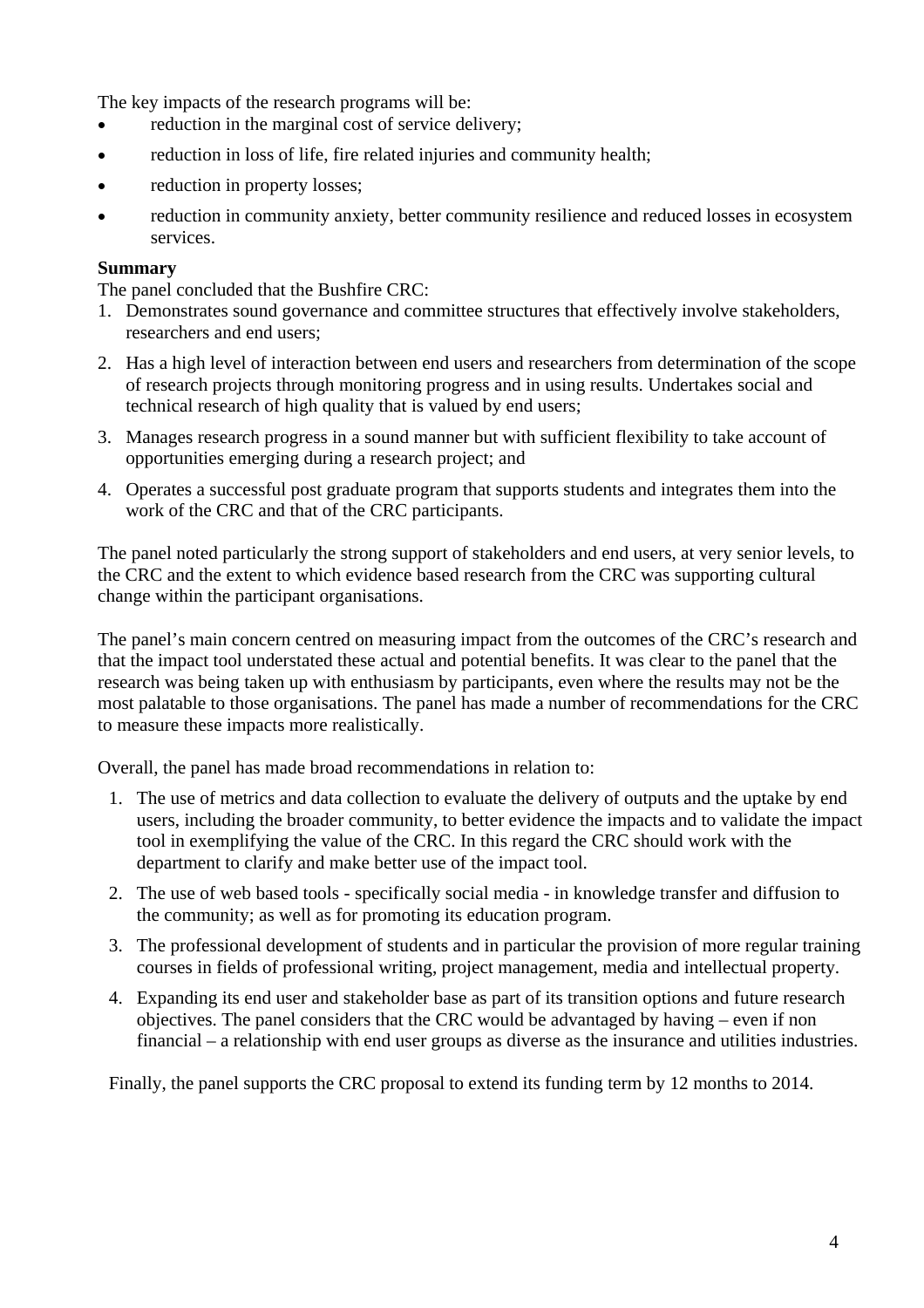The key impacts of the research programs will be:

- reduction in the marginal cost of service delivery;
- reduction in loss of life, fire related injuries and community health;
- reduction in property losses;
- reduction in community anxiety, better community resilience and reduced losses in ecosystem services.

**Summary**

The panel concluded that the Bushfire CRC:

1. Demonstrates sound governance and committee structures that effectively involve stakeholders, researchers and end users;
2. Has a high level of interaction between end users and researchers from determination of the scope of research projects through monitoring progress and in using results. Undertakes social and technical research of high quality that is valued by end users;
3. Manages research progress in a sound manner but with sufficient flexibility to take account of opportunities emerging during a research project; and
4. Operates a successful post graduate program that supports students and integrates them into the work of the CRC and that of the CRC participants.

The panel noted particularly the strong support of stakeholders and end users, at very senior levels, to the CRC and the extent to which evidence based research from the CRC was supporting cultural change within the participant organisations.

The panel's main concern centred on measuring impact from the outcomes of the CRC's research and that the impact tool understated these actual and potential benefits. It was clear to the panel that the research was being taken up with enthusiasm by participants, even where the results may not be the most palatable to those organisations. The panel has made a number of recommendations for the CRC to measure these impacts more realistically.

Overall, the panel has made broad recommendations in relation to:

1. The use of metrics and data collection to evaluate the delivery of outputs and the uptake by end users, including the broader community, to better evidence the impacts and to validate the impact tool in exemplifying the value of the CRC. In this regard the CRC should work with the department to clarify and make better use of the impact tool.
2. The use of web based tools - specifically social media - in knowledge transfer and diffusion to the community; as well as for promoting its education program.
3. The professional development of students and in particular the provision of more regular training courses in fields of professional writing, project management, media and intellectual property.
4. Expanding its end user and stakeholder base as part of its transition options and future research objectives. The panel considers that the CRC would be advantaged by having – even if non financial – a relationship with end user groups as diverse as the insurance and utilities industries.

Finally, the panel supports the CRC proposal to extend its funding term by 12 months to 2014.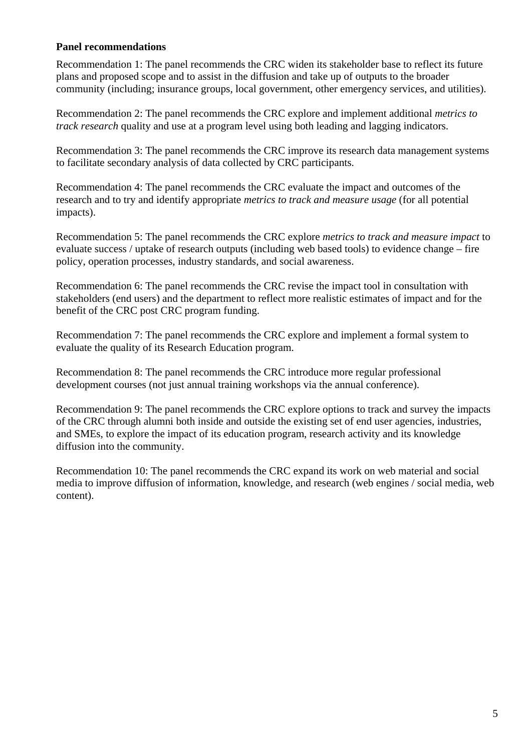**Panel recommendations**

Recommendation 1: The panel recommends the CRC widen its stakeholder base to reflect its future plans and proposed scope and to assist in the diffusion and take up of outputs to the broader community (including; insurance groups, local government, other emergency services, and utilities).

Recommendation 2: The panel recommends the CRC explore and implement additional *metrics to track research* quality and use at a program level using both leading and lagging indicators.

Recommendation 3: The panel recommends the CRC improve its research data management systems to facilitate secondary analysis of data collected by CRC participants.

Recommendation 4: The panel recommends the CRC evaluate the impact and outcomes of the research and to try and identify appropriate *metrics to track and measure usage* (for all potential impacts).

Recommendation 5: The panel recommends the CRC explore *metrics to track and measure impact* to evaluate success / uptake of research outputs (including web based tools) to evidence change – fire policy, operation processes, industry standards, and social awareness.

Recommendation 6: The panel recommends the CRC revise the impact tool in consultation with stakeholders (end users) and the department to reflect more realistic estimates of impact and for the benefit of the CRC post CRC program funding.

Recommendation 7: The panel recommends the CRC explore and implement a formal system to evaluate the quality of its Research Education program.

Recommendation 8: The panel recommends the CRC introduce more regular professional development courses (not just annual training workshops via the annual conference).

Recommendation 9: The panel recommends the CRC explore options to track and survey the impacts of the CRC through alumni both inside and outside the existing set of end user agencies, industries, and SMEs, to explore the impact of its education program, research activity and its knowledge diffusion into the community.

Recommendation 10: The panel recommends the CRC expand its work on web material and social media to improve diffusion of information, knowledge, and research (web engines / social media, web content).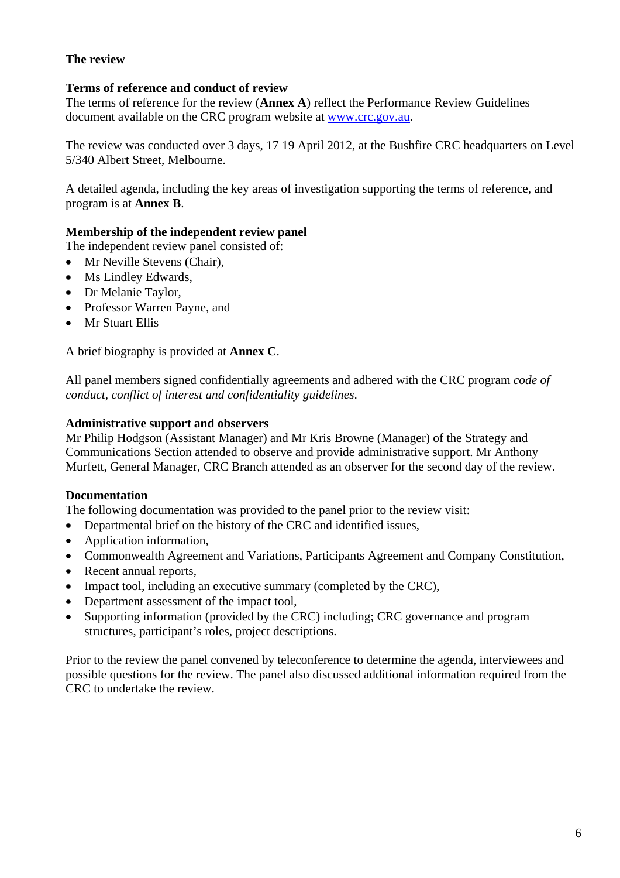**The review**

**Terms of reference and conduct of review**

The terms of reference for the review (**Annex A**) reflect the Performance Review Guidelines document available on the CRC program website at [www.crc.gov.au](http://www.crc.gov.au).

The review was conducted over 3 days, 17 19 April 2012, at the Bushfire CRC headquarters on Level 5/340 Albert Street, Melbourne.

A detailed agenda, including the key areas of investigation supporting the terms of reference, and program is at **Annex B**.

**Membership of the independent review panel**

The independent review panel consisted of:

- Mr Neville Stevens (Chair),
- Ms Lindley Edwards,
- Dr Melanie Taylor,
- Professor Warren Payne, and
- Mr Stuart Ellis

A brief biography is provided at **Annex C**.

All panel members signed confidentially agreements and adhered with the CRC program *code of conduct, conflict of interest and confidentiality guidelines*.

**Administrative support and observers**

Mr Philip Hodgson (Assistant Manager) and Mr Kris Browne (Manager) of the Strategy and Communications Section attended to observe and provide administrative support. Mr Anthony Murfett, General Manager, CRC Branch attended as an observer for the second day of the review.

**Documentation**

The following documentation was provided to the panel prior to the review visit:

- Departmental brief on the history of the CRC and identified issues,
- Application information,
- Commonwealth Agreement and Variations, Participants Agreement and Company Constitution,
- Recent annual reports,
- Impact tool, including an executive summary (completed by the CRC),
- Department assessment of the impact tool,
- Supporting information (provided by the CRC) including; CRC governance and program structures, participant's roles, project descriptions.

Prior to the review the panel convened by teleconference to determine the agenda, interviewees and possible questions for the review. The panel also discussed additional information required from the CRC to undertake the review.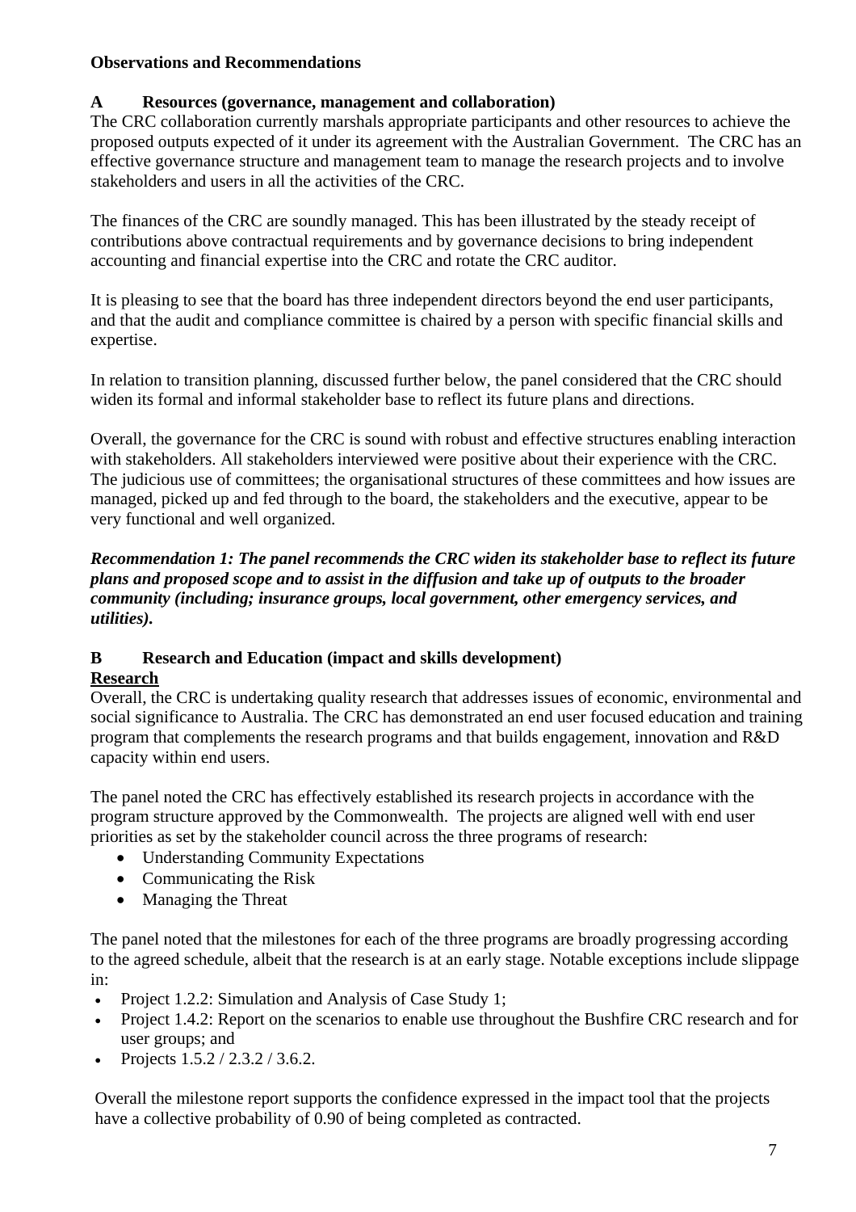**Observations and Recommendations**

## A Resources (governance, management and collaboration)

The CRC collaboration currently marshals appropriate participants and other resources to achieve the proposed outputs expected of it under its agreement with the Australian Government. The CRC has an effective governance structure and management team to manage the research projects and to involve stakeholders and users in all the activities of the CRC.

The finances of the CRC are soundly managed. This has been illustrated by the steady receipt of contributions above contractual requirements and by governance decisions to bring independent accounting and financial expertise into the CRC and rotate the CRC auditor.

It is pleasing to see that the board has three independent directors beyond the end user participants, and that the audit and compliance committee is chaired by a person with specific financial skills and expertise.

In relation to transition planning, discussed further below, the panel considered that the CRC should widen its formal and informal stakeholder base to reflect its future plans and directions.

Overall, the governance for the CRC is sound with robust and effective structures enabling interaction with stakeholders. All stakeholders interviewed were positive about their experience with the CRC. The judicious use of committees; the organisational structures of these committees and how issues are managed, picked up and fed through to the board, the stakeholders and the executive, appear to be very functional and well organized.

***Recommendation 1: The panel recommends the CRC widen its stakeholder base to reflect its future plans and proposed scope and to assist in the diffusion and take up of outputs to the broader community (including; insurance groups, local government, other emergency services, and utilities).***

## B Research and Education (impact and skills development)

### Research

Overall, the CRC is undertaking quality research that addresses issues of economic, environmental and social significance to Australia. The CRC has demonstrated an end user focused education and training program that complements the research programs and that builds engagement, innovation and R&D capacity within end users.

The panel noted the CRC has effectively established its research projects in accordance with the program structure approved by the Commonwealth. The projects are aligned well with end user priorities as set by the stakeholder council across the three programs of research:

- Understanding Community Expectations
- Communicating the Risk
- Managing the Threat

The panel noted that the milestones for each of the three programs are broadly progressing according to the agreed schedule, albeit that the research is at an early stage. Notable exceptions include slippage in:

- Project 1.2.2: Simulation and Analysis of Case Study 1;
- Project 1.4.2: Report on the scenarios to enable use throughout the Bushfire CRC research and for user groups; and
- Projects 1.5.2 / 2.3.2 / 3.6.2.

Overall the milestone report supports the confidence expressed in the impact tool that the projects have a collective probability of 0.90 of being completed as contracted.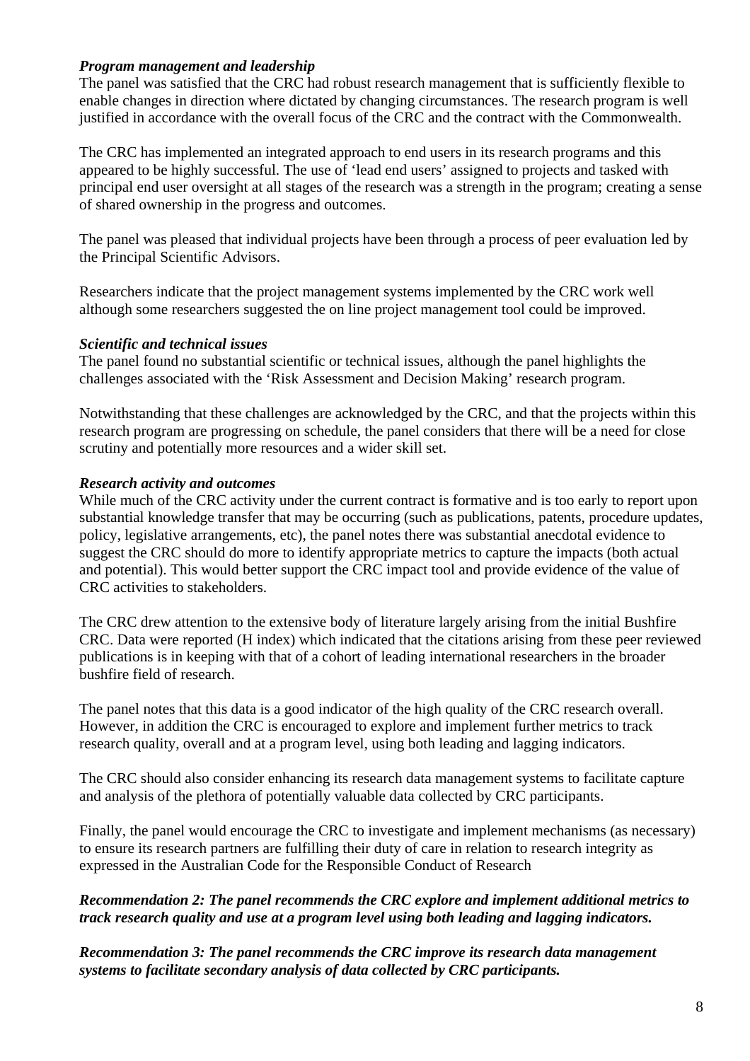***Program management and leadership***

The panel was satisfied that the CRC had robust research management that is sufficiently flexible to enable changes in direction where dictated by changing circumstances. The research program is well justified in accordance with the overall focus of the CRC and the contract with the Commonwealth.

The CRC has implemented an integrated approach to end users in its research programs and this appeared to be highly successful. The use of 'lead end users' assigned to projects and tasked with principal end user oversight at all stages of the research was a strength in the program; creating a sense of shared ownership in the progress and outcomes.

The panel was pleased that individual projects have been through a process of peer evaluation led by the Principal Scientific Advisors.

Researchers indicate that the project management systems implemented by the CRC work well although some researchers suggested the on line project management tool could be improved.

***Scientific and technical issues***

The panel found no substantial scientific or technical issues, although the panel highlights the challenges associated with the 'Risk Assessment and Decision Making' research program.

Notwithstanding that these challenges are acknowledged by the CRC, and that the projects within this research program are progressing on schedule, the panel considers that there will be a need for close scrutiny and potentially more resources and a wider skill set.

***Research activity and outcomes***

While much of the CRC activity under the current contract is formative and is too early to report upon substantial knowledge transfer that may be occurring (such as publications, patents, procedure updates, policy, legislative arrangements, etc), the panel notes there was substantial anecdotal evidence to suggest the CRC should do more to identify appropriate metrics to capture the impacts (both actual and potential). This would better support the CRC impact tool and provide evidence of the value of CRC activities to stakeholders.

The CRC drew attention to the extensive body of literature largely arising from the initial Bushfire CRC. Data were reported (H index) which indicated that the citations arising from these peer reviewed publications is in keeping with that of a cohort of leading international researchers in the broader bushfire field of research.

The panel notes that this data is a good indicator of the high quality of the CRC research overall. However, in addition the CRC is encouraged to explore and implement further metrics to track research quality, overall and at a program level, using both leading and lagging indicators.

The CRC should also consider enhancing its research data management systems to facilitate capture and analysis of the plethora of potentially valuable data collected by CRC participants.

Finally, the panel would encourage the CRC to investigate and implement mechanisms (as necessary) to ensure its research partners are fulfilling their duty of care in relation to research integrity as expressed in the Australian Code for the Responsible Conduct of Research

***Recommendation 2: The panel recommends the CRC explore and implement additional metrics to track research quality and use at a program level using both leading and lagging indicators.***

***Recommendation 3: The panel recommends the CRC improve its research data management systems to facilitate secondary analysis of data collected by CRC participants.***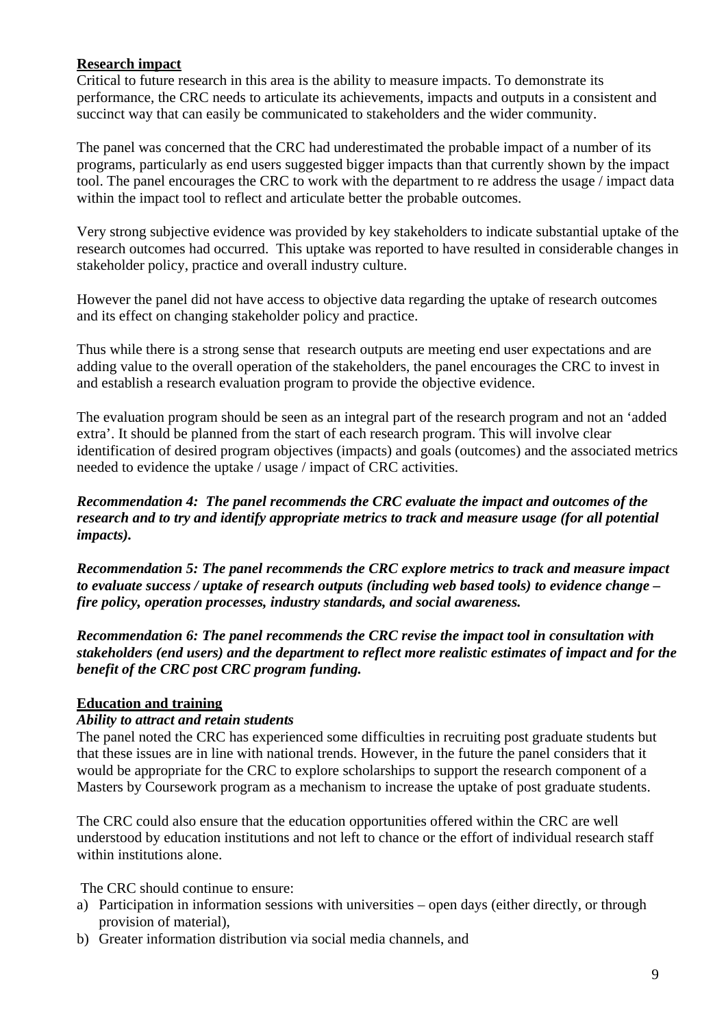**Research impact**

Critical to future research in this area is the ability to measure impacts. To demonstrate its performance, the CRC needs to articulate its achievements, impacts and outputs in a consistent and succinct way that can easily be communicated to stakeholders and the wider community.

The panel was concerned that the CRC had underestimated the probable impact of a number of its programs, particularly as end users suggested bigger impacts than that currently shown by the impact tool. The panel encourages the CRC to work with the department to re address the usage / impact data within the impact tool to reflect and articulate better the probable outcomes.

Very strong subjective evidence was provided by key stakeholders to indicate substantial uptake of the research outcomes had occurred. This uptake was reported to have resulted in considerable changes in stakeholder policy, practice and overall industry culture.

However the panel did not have access to objective data regarding the uptake of research outcomes and its effect on changing stakeholder policy and practice.

Thus while there is a strong sense that research outputs are meeting end user expectations and are adding value to the overall operation of the stakeholders, the panel encourages the CRC to invest in and establish a research evaluation program to provide the objective evidence.

The evaluation program should be seen as an integral part of the research program and not an 'added extra'. It should be planned from the start of each research program. This will involve clear identification of desired program objectives (impacts) and goals (outcomes) and the associated metrics needed to evidence the uptake / usage / impact of CRC activities.

***Recommendation 4: The panel recommends the CRC evaluate the impact and outcomes of the research and to try and identify appropriate metrics to track and measure usage (for all potential impacts).***

***Recommendation 5: The panel recommends the CRC explore metrics to track and measure impact to evaluate success / uptake of research outputs (including web based tools) to evidence change – fire policy, operation processes, industry standards, and social awareness.***

***Recommendation 6: The panel recommends the CRC revise the impact tool in consultation with stakeholders (end users) and the department to reflect more realistic estimates of impact and for the benefit of the CRC post CRC program funding.***

**Education and training**

*Ability to attract and retain students*

The panel noted the CRC has experienced some difficulties in recruiting post graduate students but that these issues are in line with national trends. However, in the future the panel considers that it would be appropriate for the CRC to explore scholarships to support the research component of a Masters by Coursework program as a mechanism to increase the uptake of post graduate students.

The CRC could also ensure that the education opportunities offered within the CRC are well understood by education institutions and not left to chance or the effort of individual research staff within institutions alone.

The CRC should continue to ensure:

a) Participation in information sessions with universities – open days (either directly, or through provision of material),
b) Greater information distribution via social media channels, and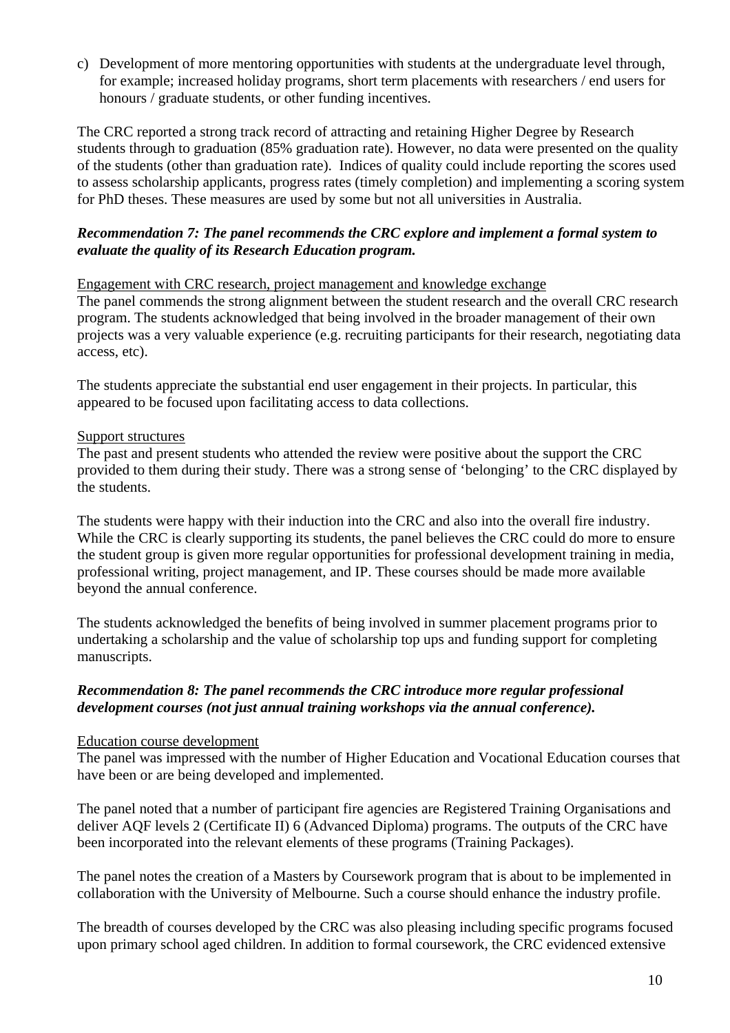c) Development of more mentoring opportunities with students at the undergraduate level through, for example; increased holiday programs, short term placements with researchers / end users for honours / graduate students, or other funding incentives.

The CRC reported a strong track record of attracting and retaining Higher Degree by Research students through to graduation (85% graduation rate). However, no data were presented on the quality of the students (other than graduation rate). Indices of quality could include reporting the scores used to assess scholarship applicants, progress rates (timely completion) and implementing a scoring system for PhD theses. These measures are used by some but not all universities in Australia.

***Recommendation 7: The panel recommends the CRC explore and implement a formal system to evaluate the quality of its Research Education program.***

Engagement with CRC research, project management and knowledge exchange

The panel commends the strong alignment between the student research and the overall CRC research program. The students acknowledged that being involved in the broader management of their own projects was a very valuable experience (e.g. recruiting participants for their research, negotiating data access, etc).

The students appreciate the substantial end user engagement in their projects. In particular, this appeared to be focused upon facilitating access to data collections.

Support structures

The past and present students who attended the review were positive about the support the CRC provided to them during their study. There was a strong sense of 'belonging' to the CRC displayed by the students.

The students were happy with their induction into the CRC and also into the overall fire industry. While the CRC is clearly supporting its students, the panel believes the CRC could do more to ensure the student group is given more regular opportunities for professional development training in media, professional writing, project management, and IP. These courses should be made more available beyond the annual conference.

The students acknowledged the benefits of being involved in summer placement programs prior to undertaking a scholarship and the value of scholarship top ups and funding support for completing manuscripts.

***Recommendation 8: The panel recommends the CRC introduce more regular professional development courses (not just annual training workshops via the annual conference).***

Education course development

The panel was impressed with the number of Higher Education and Vocational Education courses that have been or are being developed and implemented.

The panel noted that a number of participant fire agencies are Registered Training Organisations and deliver AQF levels 2 (Certificate II) 6 (Advanced Diploma) programs. The outputs of the CRC have been incorporated into the relevant elements of these programs (Training Packages).

The panel notes the creation of a Masters by Coursework program that is about to be implemented in collaboration with the University of Melbourne. Such a course should enhance the industry profile.

The breadth of courses developed by the CRC was also pleasing including specific programs focused upon primary school aged children. In addition to formal coursework, the CRC evidenced extensive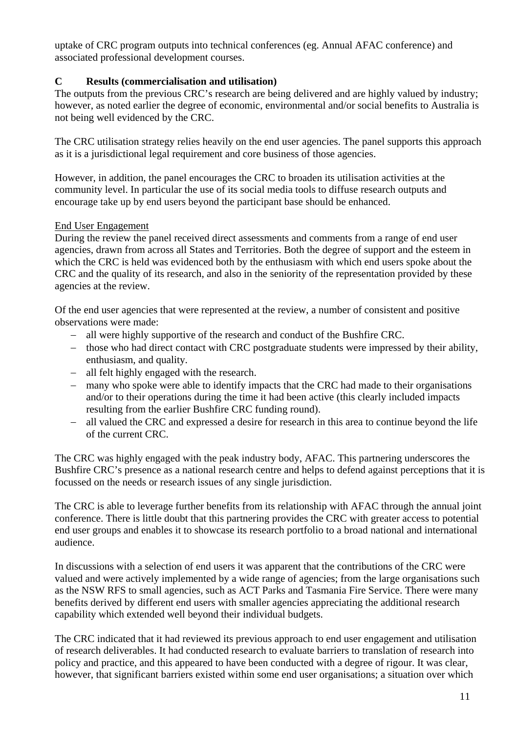uptake of CRC program outputs into technical conferences (eg. Annual AFAC conference) and associated professional development courses.

## C Results (commercialisation and utilisation)

The outputs from the previous CRC's research are being delivered and are highly valued by industry; however, as noted earlier the degree of economic, environmental and/or social benefits to Australia is not being well evidenced by the CRC.

The CRC utilisation strategy relies heavily on the end user agencies. The panel supports this approach as it is a jurisdictional legal requirement and core business of those agencies.

However, in addition, the panel encourages the CRC to broaden its utilisation activities at the community level. In particular the use of its social media tools to diffuse research outputs and encourage take up by end users beyond the participant base should be enhanced.

### End User Engagement

During the review the panel received direct assessments and comments from a range of end user agencies, drawn from across all States and Territories. Both the degree of support and the esteem in which the CRC is held was evidenced both by the enthusiasm with which end users spoke about the CRC and the quality of its research, and also in the seniority of the representation provided by these agencies at the review.

Of the end user agencies that were represented at the review, a number of consistent and positive observations were made:

- all were highly supportive of the research and conduct of the Bushfire CRC.
- those who had direct contact with CRC postgraduate students were impressed by their ability, enthusiasm, and quality.
- all felt highly engaged with the research.
- many who spoke were able to identify impacts that the CRC had made to their organisations and/or to their operations during the time it had been active (this clearly included impacts resulting from the earlier Bushfire CRC funding round).
- all valued the CRC and expressed a desire for research in this area to continue beyond the life of the current CRC.

The CRC was highly engaged with the peak industry body, AFAC. This partnering underscores the Bushfire CRC's presence as a national research centre and helps to defend against perceptions that it is focussed on the needs or research issues of any single jurisdiction.

The CRC is able to leverage further benefits from its relationship with AFAC through the annual joint conference. There is little doubt that this partnering provides the CRC with greater access to potential end user groups and enables it to showcase its research portfolio to a broad national and international audience.

In discussions with a selection of end users it was apparent that the contributions of the CRC were valued and were actively implemented by a wide range of agencies; from the large organisations such as the NSW RFS to small agencies, such as ACT Parks and Tasmania Fire Service. There were many benefits derived by different end users with smaller agencies appreciating the additional research capability which extended well beyond their individual budgets.

The CRC indicated that it had reviewed its previous approach to end user engagement and utilisation of research deliverables. It had conducted research to evaluate barriers to translation of research into policy and practice, and this appeared to have been conducted with a degree of rigour. It was clear, however, that significant barriers existed within some end user organisations; a situation over which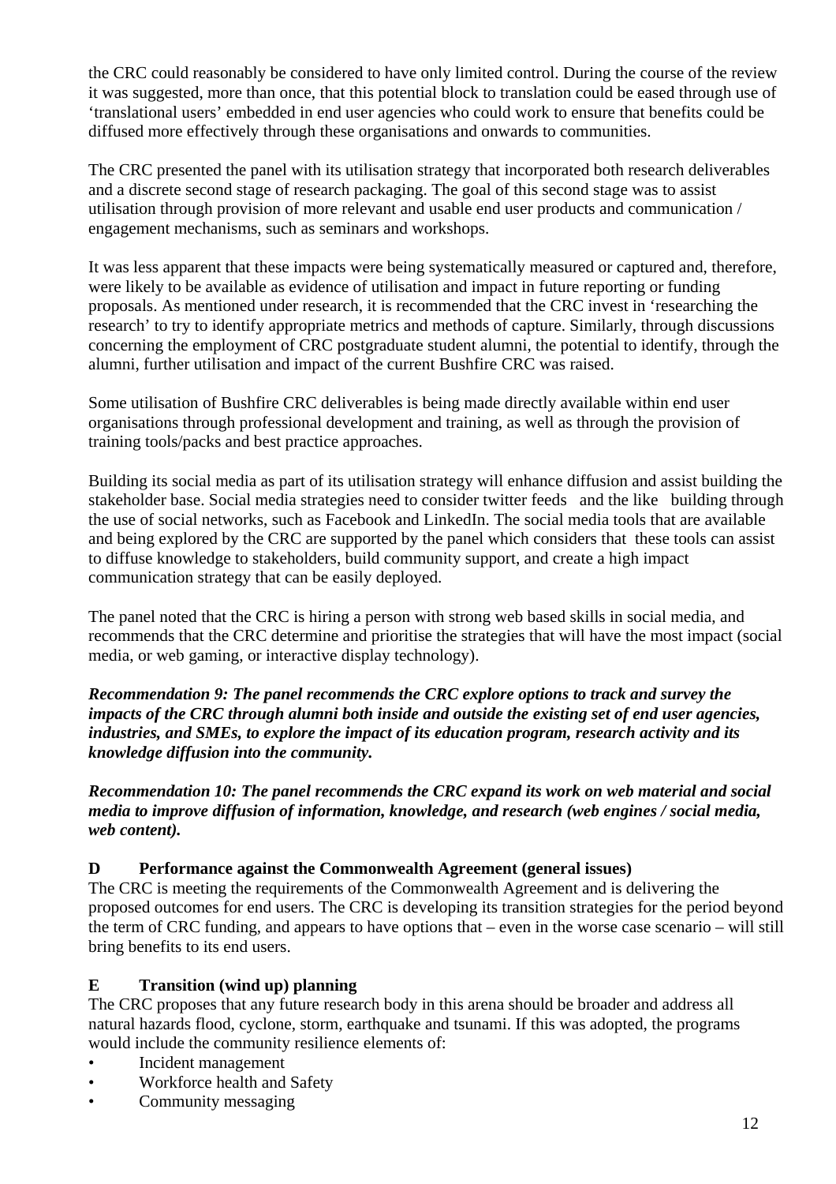the CRC could reasonably be considered to have only limited control. During the course of the review it was suggested, more than once, that this potential block to translation could be eased through use of 'translational users' embedded in end user agencies who could work to ensure that benefits could be diffused more effectively through these organisations and onwards to communities.

The CRC presented the panel with its utilisation strategy that incorporated both research deliverables and a discrete second stage of research packaging. The goal of this second stage was to assist utilisation through provision of more relevant and usable end user products and communication / engagement mechanisms, such as seminars and workshops.

It was less apparent that these impacts were being systematically measured or captured and, therefore, were likely to be available as evidence of utilisation and impact in future reporting or funding proposals. As mentioned under research, it is recommended that the CRC invest in 'researching the research' to try to identify appropriate metrics and methods of capture. Similarly, through discussions concerning the employment of CRC postgraduate student alumni, the potential to identify, through the alumni, further utilisation and impact of the current Bushfire CRC was raised.

Some utilisation of Bushfire CRC deliverables is being made directly available within end user organisations through professional development and training, as well as through the provision of training tools/packs and best practice approaches.

Building its social media as part of its utilisation strategy will enhance diffusion and assist building the stakeholder base. Social media strategies need to consider twitter feeds and the like building through the use of social networks, such as Facebook and LinkedIn. The social media tools that are available and being explored by the CRC are supported by the panel which considers that these tools can assist to diffuse knowledge to stakeholders, build community support, and create a high impact communication strategy that can be easily deployed.

The panel noted that the CRC is hiring a person with strong web based skills in social media, and recommends that the CRC determine and prioritise the strategies that will have the most impact (social media, or web gaming, or interactive display technology).

***Recommendation 9: The panel recommends the CRC explore options to track and survey the impacts of the CRC through alumni both inside and outside the existing set of end user agencies, industries, and SMEs, to explore the impact of its education program, research activity and its knowledge diffusion into the community.***

***Recommendation 10: The panel recommends the CRC expand its work on web material and social media to improve diffusion of information, knowledge, and research (web engines / social media, web content).***

### D Performance against the Commonwealth Agreement (general issues)

The CRC is meeting the requirements of the Commonwealth Agreement and is delivering the proposed outcomes for end users. The CRC is developing its transition strategies for the period beyond the term of CRC funding, and appears to have options that – even in the worse case scenario – will still bring benefits to its end users.

### E Transition (wind up) planning

The CRC proposes that any future research body in this arena should be broader and address all natural hazards flood, cyclone, storm, earthquake and tsunami. If this was adopted, the programs would include the community resilience elements of:

- Incident management
- Workforce health and Safety
- Community messaging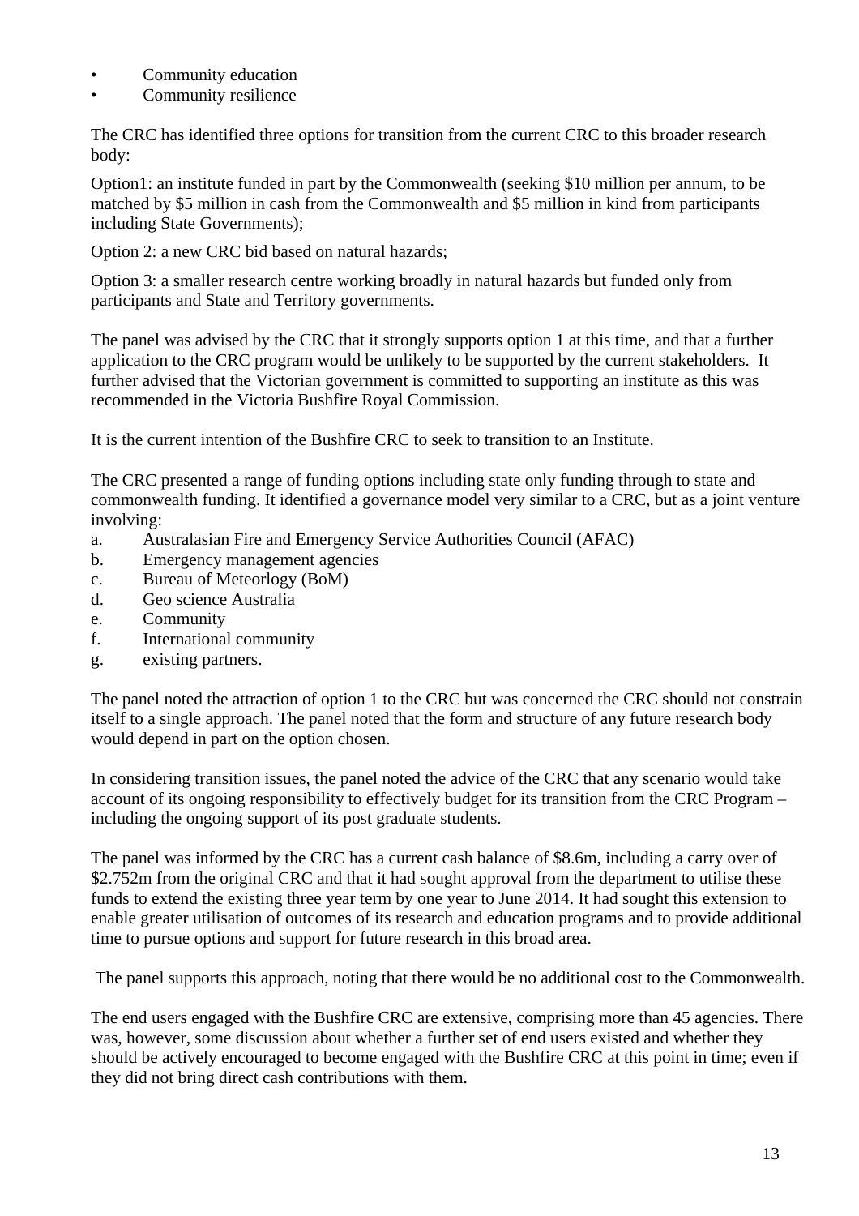- Community education
- Community resilience

The CRC has identified three options for transition from the current CRC to this broader research body:

Option1: an institute funded in part by the Commonwealth (seeking $10 million per annum, to be matched by $5 million in cash from the Commonwealth and $5 million in kind from participants including State Governments);

Option 2: a new CRC bid based on natural hazards;

Option 3: a smaller research centre working broadly in natural hazards but funded only from participants and State and Territory governments.

The panel was advised by the CRC that it strongly supports option 1 at this time, and that a further application to the CRC program would be unlikely to be supported by the current stakeholders. It further advised that the Victorian government is committed to supporting an institute as this was recommended in the Victoria Bushfire Royal Commission.

It is the current intention of the Bushfire CRC to seek to transition to an Institute.

The CRC presented a range of funding options including state only funding through to state and commonwealth funding. It identified a governance model very similar to a CRC, but as a joint venture involving:

a. Australasian Fire and Emergency Service Authorities Council (AFAC)
b. Emergency management agencies
c. Bureau of Meteorlogy (BoM)
d. Geo science Australia
e. Community
f. International community
g. existing partners.

The panel noted the attraction of option 1 to the CRC but was concerned the CRC should not constrain itself to a single approach. The panel noted that the form and structure of any future research body would depend in part on the option chosen.

In considering transition issues, the panel noted the advice of the CRC that any scenario would take account of its ongoing responsibility to effectively budget for its transition from the CRC Program – including the ongoing support of its post graduate students.

The panel was informed by the CRC has a current cash balance of $8.6m, including a carry over of $2.752m from the original CRC and that it had sought approval from the department to utilise these funds to extend the existing three year term by one year to June 2014. It had sought this extension to enable greater utilisation of outcomes of its research and education programs and to provide additional time to pursue options and support for future research in this broad area.

The panel supports this approach, noting that there would be no additional cost to the Commonwealth.

The end users engaged with the Bushfire CRC are extensive, comprising more than 45 agencies. There was, however, some discussion about whether a further set of end users existed and whether they should be actively encouraged to become engaged with the Bushfire CRC at this point in time; even if they did not bring direct cash contributions with them.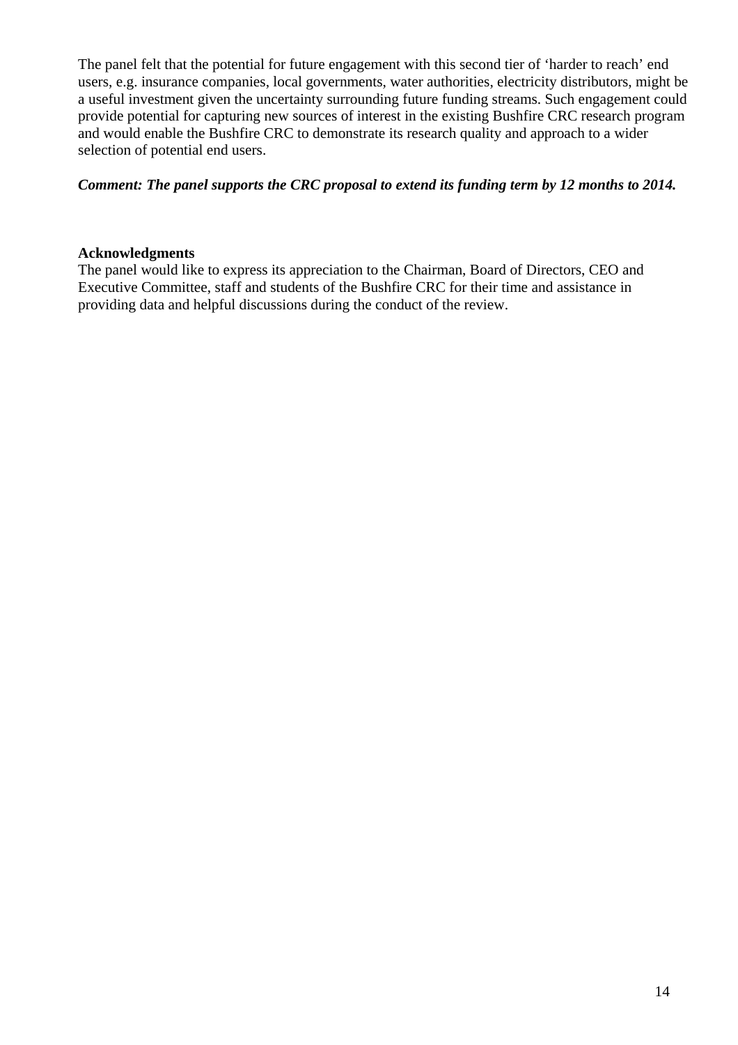The panel felt that the potential for future engagement with this second tier of 'harder to reach' end users, e.g. insurance companies, local governments, water authorities, electricity distributors, might be a useful investment given the uncertainty surrounding future funding streams. Such engagement could provide potential for capturing new sources of interest in the existing Bushfire CRC research program and would enable the Bushfire CRC to demonstrate its research quality and approach to a wider selection of potential end users.

***Comment: The panel supports the CRC proposal to extend its funding term by 12 months to 2014.***

**Acknowledgments**

The panel would like to express its appreciation to the Chairman, Board of Directors, CEO and Executive Committee, staff and students of the Bushfire CRC for their time and assistance in providing data and helpful discussions during the conduct of the review.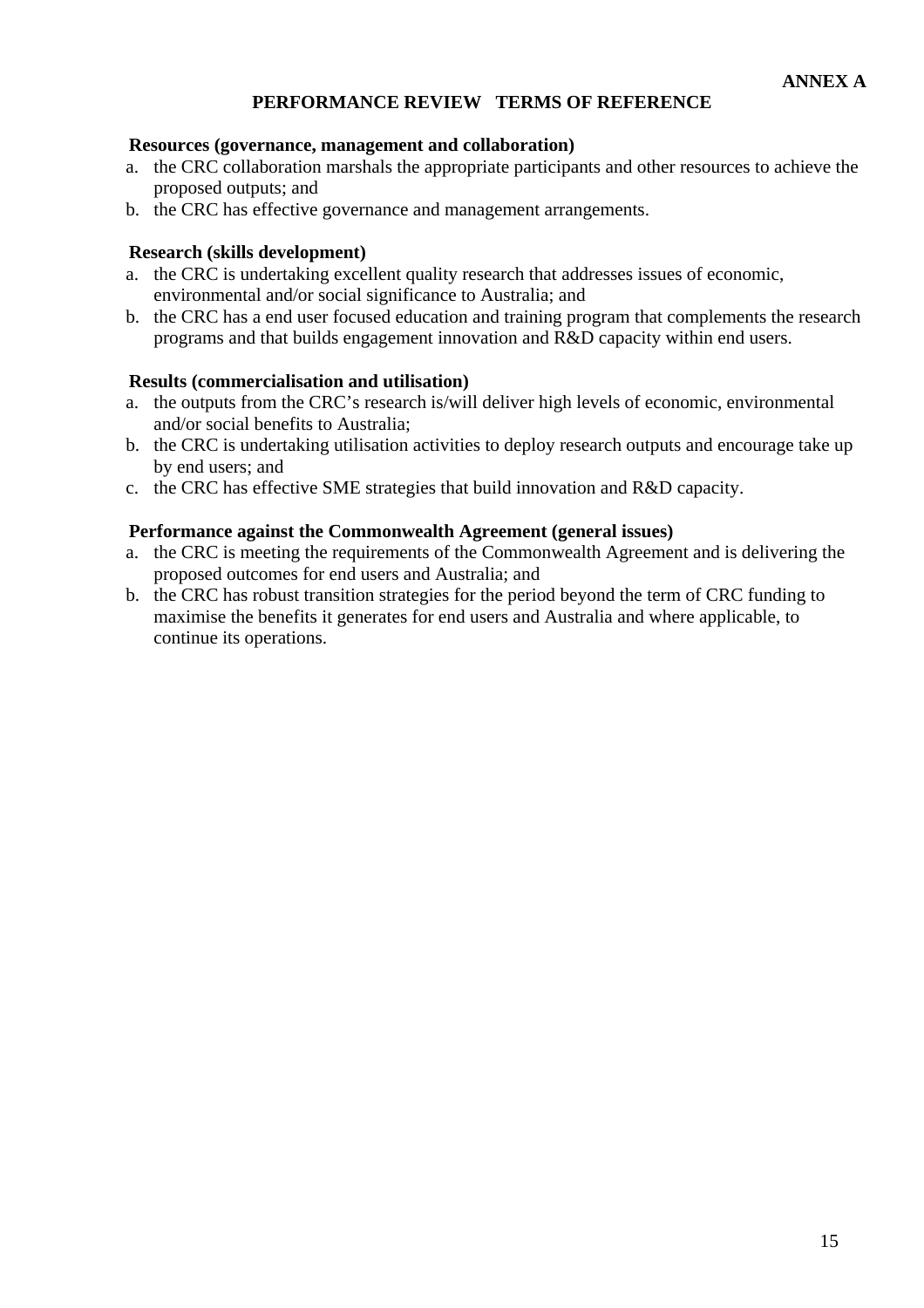**ANNEX A**

# PERFORMANCE REVIEW TERMS OF REFERENCE

**Resources (governance, management and collaboration)**

a. the CRC collaboration marshals the appropriate participants and other resources to achieve the proposed outputs; and
b. the CRC has effective governance and management arrangements.

**Research (skills development)**

a. the CRC is undertaking excellent quality research that addresses issues of economic, environmental and/or social significance to Australia; and
b. the CRC has a end user focused education and training program that complements the research programs and that builds engagement innovation and R&D capacity within end users.

**Results (commercialisation and utilisation)**

a. the outputs from the CRC's research is/will deliver high levels of economic, environmental and/or social benefits to Australia;
b. the CRC is undertaking utilisation activities to deploy research outputs and encourage take up by end users; and
c. the CRC has effective SME strategies that build innovation and R&D capacity.

**Performance against the Commonwealth Agreement (general issues)**

a. the CRC is meeting the requirements of the Commonwealth Agreement and is delivering the proposed outcomes for end users and Australia; and
b. the CRC has robust transition strategies for the period beyond the term of CRC funding to maximise the benefits it generates for end users and Australia and where applicable, to continue its operations.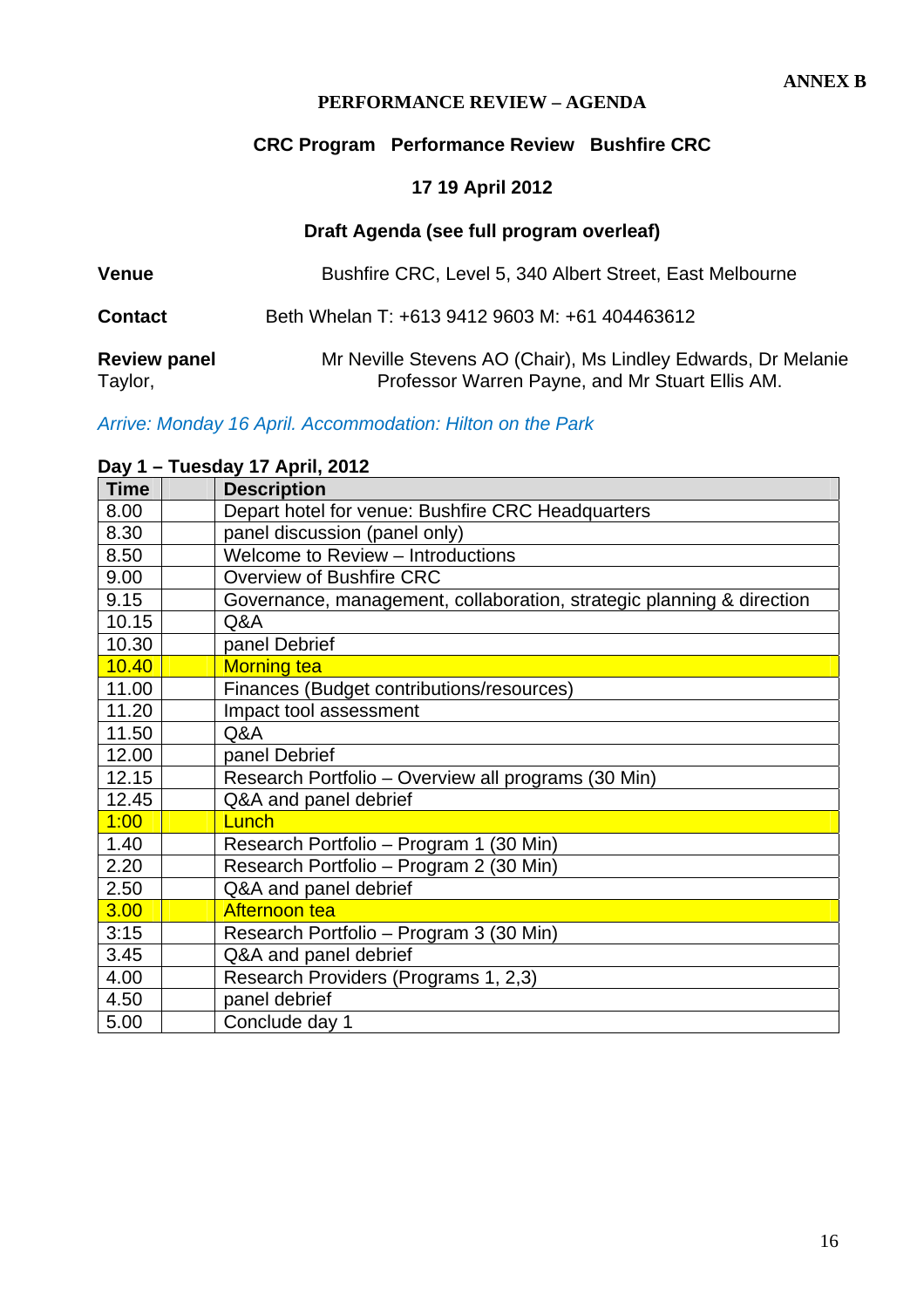**ANNEX B**

**PERFORMANCE REVIEW – AGENDA**

**CRC Program Performance Review Bushfire CRC**

**17 19 April 2012**

**Draft Agenda (see full program overleaf)**

**Venue** Bushfire CRC, Level 5, 340 Albert Street, East Melbourne

**Contact** Beth Whelan T: +613 9412 9603 M: +61 404463612

**Review panel** Mr Neville Stevens AO (Chair), Ms Lindley Edwards, Dr Melanie Taylor, Professor Warren Payne, and Mr Stuart Ellis AM.

*Arrive: Monday 16 April. Accommodation: Hilton on the Park*

**Day 1 – Tuesday 17 April, 2012**

| Time | | Description |
|---|---|---|
| 8.00 | | Depart hotel for venue: Bushfire CRC Headquarters |
| 8.30 | | panel discussion (panel only) |
| 8.50 | | Welcome to Review – Introductions |
| 9.00 | | Overview of Bushfire CRC |
| 9.15 | | Governance, management, collaboration, strategic planning & direction |
| 10.15 | | Q&A |
| 10.30 | | panel Debrief |
| 10.40 | | Morning tea |
| 11.00 | | Finances (Budget contributions/resources) |
| 11.20 | | Impact tool assessment |
| 11.50 | | Q&A |
| 12.00 | | panel Debrief |
| 12.15 | | Research Portfolio – Overview all programs (30 Min) |
| 12.45 | | Q&A and panel debrief |
| 1:00 | | Lunch |
| 1.40 | | Research Portfolio – Program 1 (30 Min) |
| 2.20 | | Research Portfolio – Program 2 (30 Min) |
| 2.50 | | Q&A and panel debrief |
| 3.00 | | Afternoon tea |
| 3:15 | | Research Portfolio – Program 3 (30 Min) |
| 3.45 | | Q&A and panel debrief |
| 4.00 | | Research Providers (Programs 1, 2,3) |
| 4.50 | | panel debrief |
| 5.00 | | Conclude day 1 |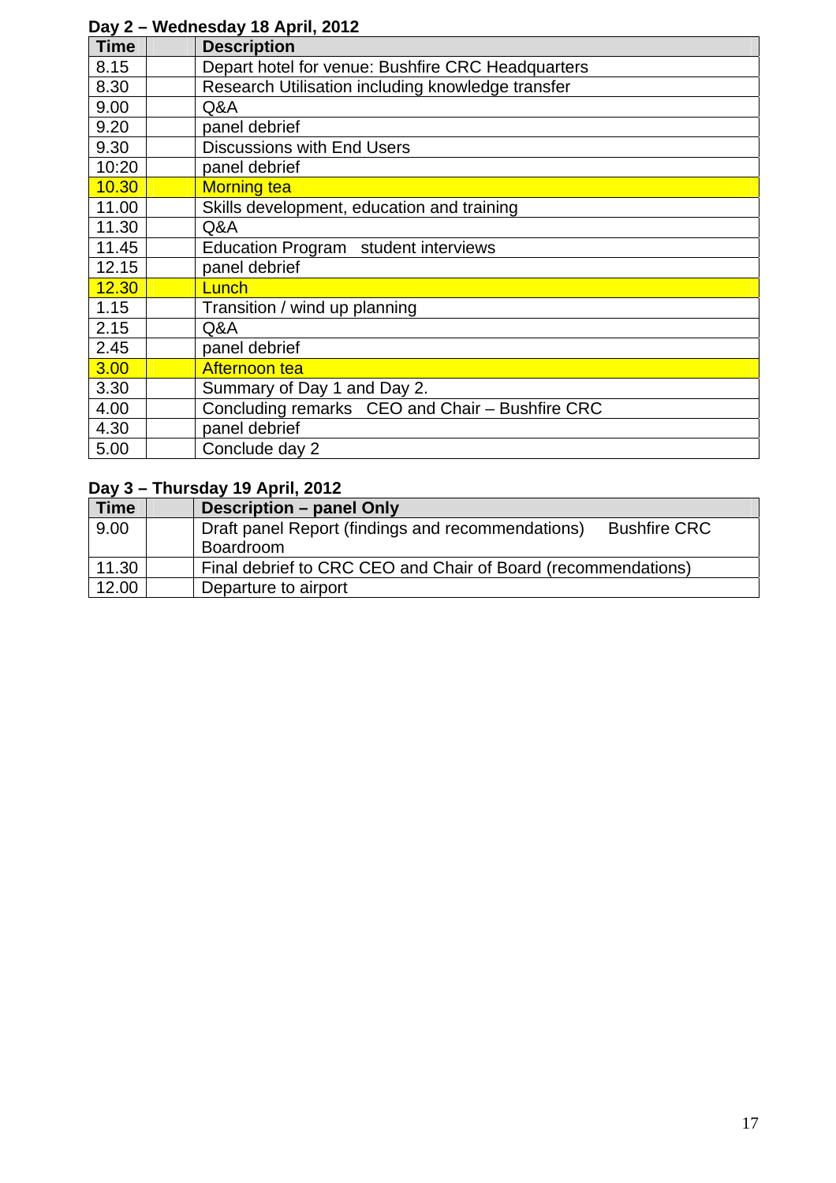**Day 2 – Wednesday 18 April, 2012**

| Time | | Description |
|---|---|---|
| 8.15 | | Depart hotel for venue: Bushfire CRC Headquarters |
| 8.30 | | Research Utilisation including knowledge transfer |
| 9.00 | | Q&A |
| 9.20 | | panel debrief |
| 9.30 | | Discussions with End Users |
| 10:20 | | panel debrief |
| 10.30 | | Morning tea |
| 11.00 | | Skills development, education and training |
| 11.30 | | Q&A |
| 11.45 | | Education Program student interviews |
| 12.15 | | panel debrief |
| 12.30 | | Lunch |
| 1.15 | | Transition / wind up planning |
| 2.15 | | Q&A |
| 2.45 | | panel debrief |
| 3.00 | | Afternoon tea |
| 3.30 | | Summary of Day 1 and Day 2. |
| 4.00 | | Concluding remarks CEO and Chair – Bushfire CRC |
| 4.30 | | panel debrief |
| 5.00 | | Conclude day 2 |

**Day 3 – Thursday 19 April, 2012**

| Time | | Description – panel Only |
|---|---|---|
| 9.00 | | Draft panel Report (findings and recommendations) Bushfire CRC Boardroom |
| 11.30 | | Final debrief to CRC CEO and Chair of Board (recommendations) |
| 12.00 | | Departure to airport |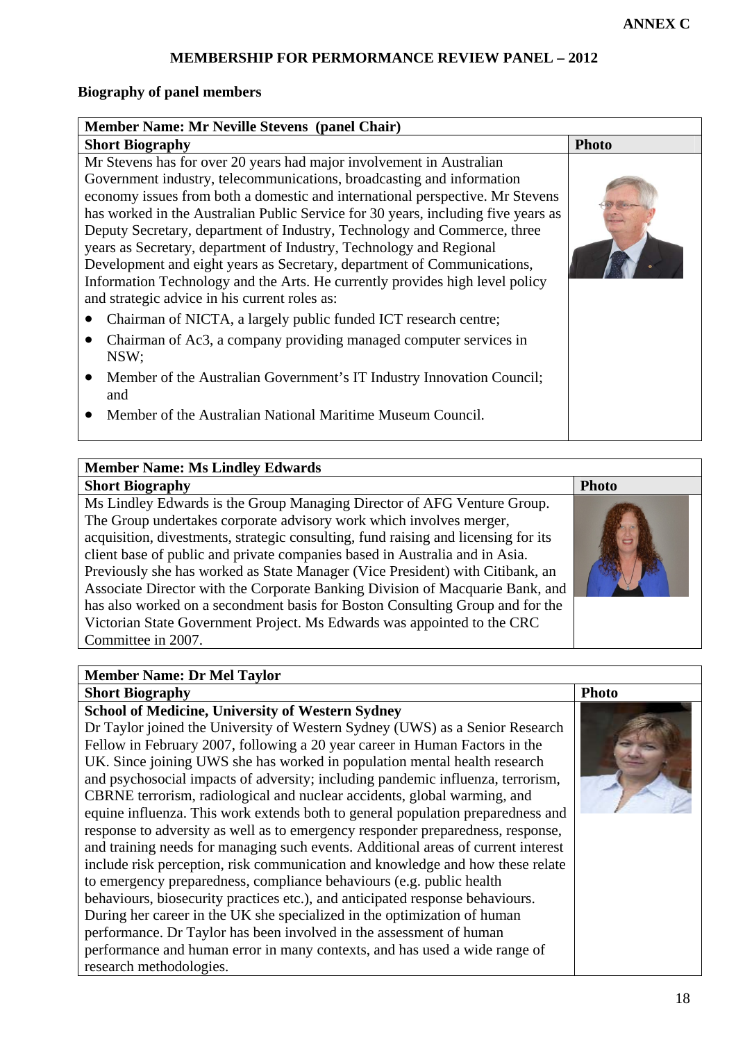ANNEX C

# MEMBERSHIP FOR PERMORMANCE REVIEW PANEL – 2012

**Biography of panel members**

| **Member Name: Mr Neville Stevens (panel Chair)** | |
|---|---|
| **Short Biography** | **Photo** |
| Mr Stevens has for over 20 years had major involvement in Australian Government industry, telecommunications, broadcasting and information economy issues from both a domestic and international perspective. Mr Stevens has worked in the Australian Public Service for 30 years, including five years as Deputy Secretary, department of Industry, Technology and Commerce, three years as Secretary, department of Industry, Technology and Regional Development and eight years as Secretary, department of Communications, Information Technology and the Arts. He currently provides high level policy and strategic advice in his current roles as:<br>• Chairman of NICTA, a largely public funded ICT research centre;<br>• Chairman of Ac3, a company providing managed computer services in NSW;<br>• Member of the Australian Government's IT Industry Innovation Council; and<br>• Member of the Australian National Maritime Museum Council. | |

| **Member Name: Ms Lindley Edwards** | |
|---|---|
| **Short Biography** | **Photo** |
| Ms Lindley Edwards is the Group Managing Director of AFG Venture Group. The Group undertakes corporate advisory work which involves merger, acquisition, divestments, strategic consulting, fund raising and licensing for its client base of public and private companies based in Australia and in Asia. Previously she has worked as State Manager (Vice President) with Citibank, an Associate Director with the Corporate Banking Division of Macquarie Bank, and has also worked on a secondment basis for Boston Consulting Group and for the Victorian State Government Project. Ms Edwards was appointed to the CRC Committee in 2007. | |

| **Member Name: Dr Mel Taylor** | |
|---|---|
| **Short Biography** | **Photo** |
| **School of Medicine, University of Western Sydney**<br>Dr Taylor joined the University of Western Sydney (UWS) as a Senior Research Fellow in February 2007, following a 20 year career in Human Factors in the UK. Since joining UWS she has worked in population mental health research and psychosocial impacts of adversity; including pandemic influenza, terrorism, CBRNE terrorism, radiological and nuclear accidents, global warming, and equine influenza. This work extends both to general population preparedness and response to adversity as well as to emergency responder preparedness, response, and training needs for managing such events. Additional areas of current interest include risk perception, risk communication and knowledge and how these relate to emergency preparedness, compliance behaviours (e.g. public health behaviours, biosecurity practices etc.), and anticipated response behaviours. During her career in the UK she specialized in the optimization of human performance. Dr Taylor has been involved in the assessment of human performance and human error in many contexts, and has used a wide range of research methodologies. | |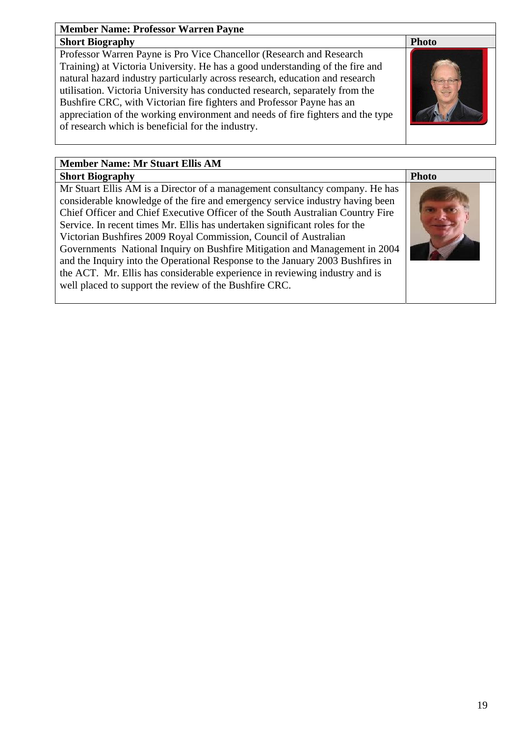| Member Name: Professor Warren Payne | |
|---|---|
| **Short Biography** | **Photo** |
| Professor Warren Payne is Pro Vice Chancellor (Research and Research Training) at Victoria University. He has a good understanding of the fire and natural hazard industry particularly across research, education and research utilisation. Victoria University has conducted research, separately from the Bushfire CRC, with Victorian fire fighters and Professor Payne has an appreciation of the working environment and needs of fire fighters and the type of research which is beneficial for the industry. | |

| Member Name: Mr Stuart Ellis AM | |
|---|---|
| **Short Biography** | **Photo** |
| Mr Stuart Ellis AM is a Director of a management consultancy company. He has considerable knowledge of the fire and emergency service industry having been Chief Officer and Chief Executive Officer of the South Australian Country Fire Service. In recent times Mr. Ellis has undertaken significant roles for the Victorian Bushfires 2009 Royal Commission, Council of Australian Governments National Inquiry on Bushfire Mitigation and Management in 2004 and the Inquiry into the Operational Response to the January 2003 Bushfires in the ACT. Mr. Ellis has considerable experience in reviewing industry and is well placed to support the review of the Bushfire CRC. | |